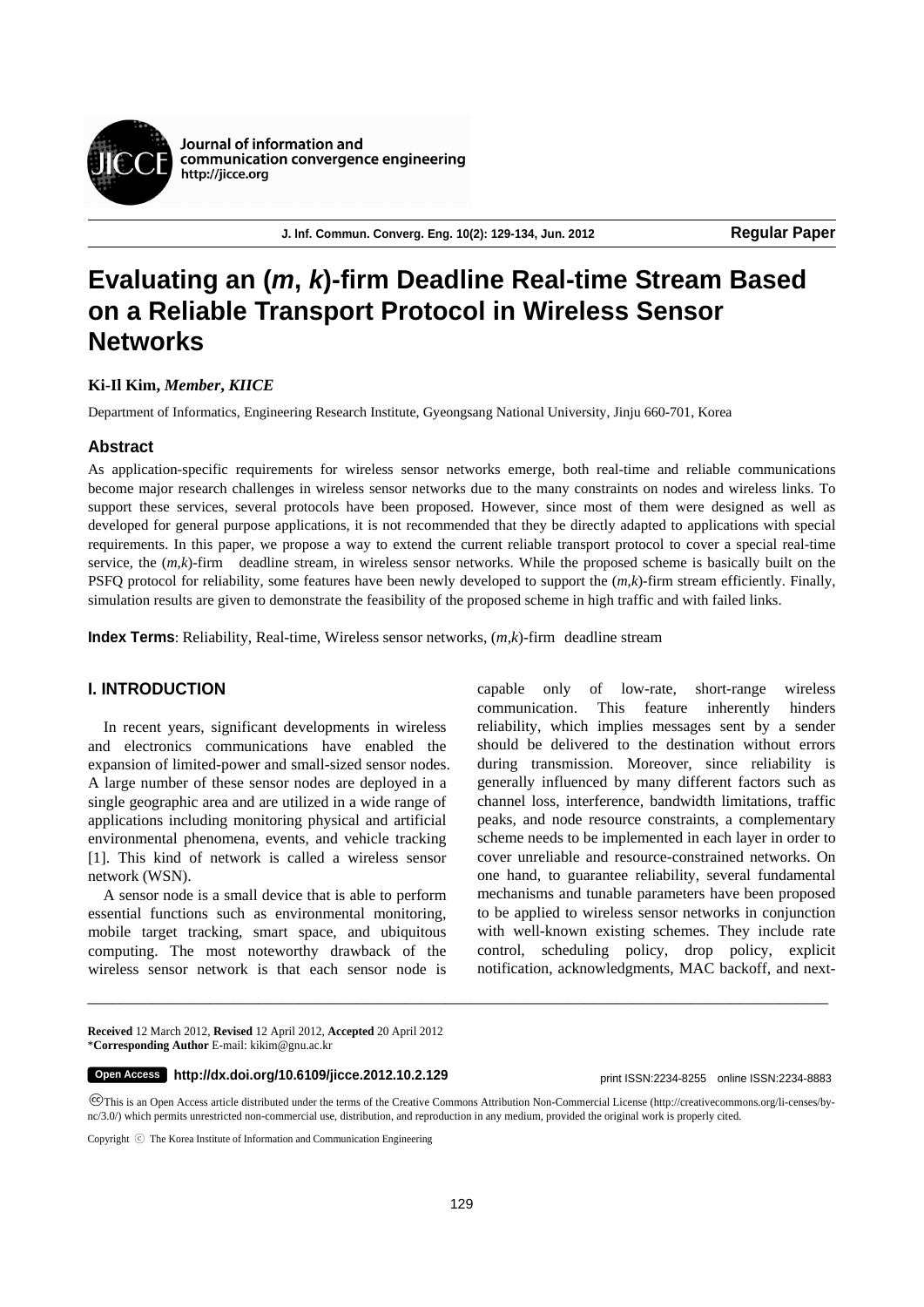Journal of information and communication convergence engineering
http://jicce.org

Regular Paper

# Evaluating an (*m*, *k*)-firm Deadline Real-time Stream Based on a Reliable Transport Protocol in Wireless Sensor Networks

**Ki-Il Kim,** ***Member, KIICE***

Department of Informatics, Engineering Research Institute, Gyeongsang National University, Jinju 660-701, Korea

### Abstract

As application-specific requirements for wireless sensor networks emerge, both real-time and reliable communications become major research challenges in wireless sensor networks due to the many constraints on nodes and wireless links. To support these services, several protocols have been proposed. However, since most of them were designed as well as developed for general purpose applications, it is not recommended that they be directly adapted to applications with special requirements. In this paper, we propose a way to extend the current reliable transport protocol to cover a special real-time service, the (*m*,*k*)-firm deadline stream, in wireless sensor networks. While the proposed scheme is basically built on the PSFQ protocol for reliability, some features have been newly developed to support the (*m*,*k*)-firm stream efficiently. Finally, simulation results are given to demonstrate the feasibility of the proposed scheme in high traffic and with failed links.

**Index Terms**: Reliability, Real-time, Wireless sensor networks, (*m*,*k*)-firm deadline stream

## I. INTRODUCTION

In recent years, significant developments in wireless and electronics communications have enabled the expansion of limited-power and small-sized sensor nodes. A large number of these sensor nodes are deployed in a single geographic area and are utilized in a wide range of applications including monitoring physical and artificial environmental phenomena, events, and vehicle tracking [1]. This kind of network is called a wireless sensor network (WSN).

A sensor node is a small device that is able to perform essential functions such as environmental monitoring, mobile target tracking, smart space, and ubiquitous computing. The most noteworthy drawback of the wireless sensor network is that each sensor node is capable only of low-rate, short-range wireless communication. This feature inherently hinders reliability, which implies messages sent by a sender should be delivered to the destination without errors during transmission. Moreover, since reliability is generally influenced by many different factors such as channel loss, interference, bandwidth limitations, traffic peaks, and node resource constraints, a complementary scheme needs to be implemented in each layer in order to cover unreliable and resource-constrained networks. On one hand, to guarantee reliability, several fundamental mechanisms and tunable parameters have been proposed to be applied to wireless sensor networks in conjunction with well-known existing schemes. They include rate control, scheduling policy, drop policy, explicit notification, acknowledgments, MAC backoff, and next-

---

**Received** 12 March 2012, **Revised** 12 April 2012, **Accepted** 20 April 2012
***Corresponding Author** E-mail: kikim@gnu.ac.kr

**Open Access** **http://dx.doi.org/10.6109/jicce.2012.10.2.129** print ISSN:2234-8255 online ISSN:2234-8883

This is an Open Access article distributed under the terms of the Creative Commons Attribution Non-Commercial License (http://creativecommons.org/li-censes/by-nc/3.0/) which permits unrestricted non-commercial use, distribution, and reproduction in any medium, provided the original work is properly cited.

Copyright ⓒ The Korea Institute of Information and Communication Engineering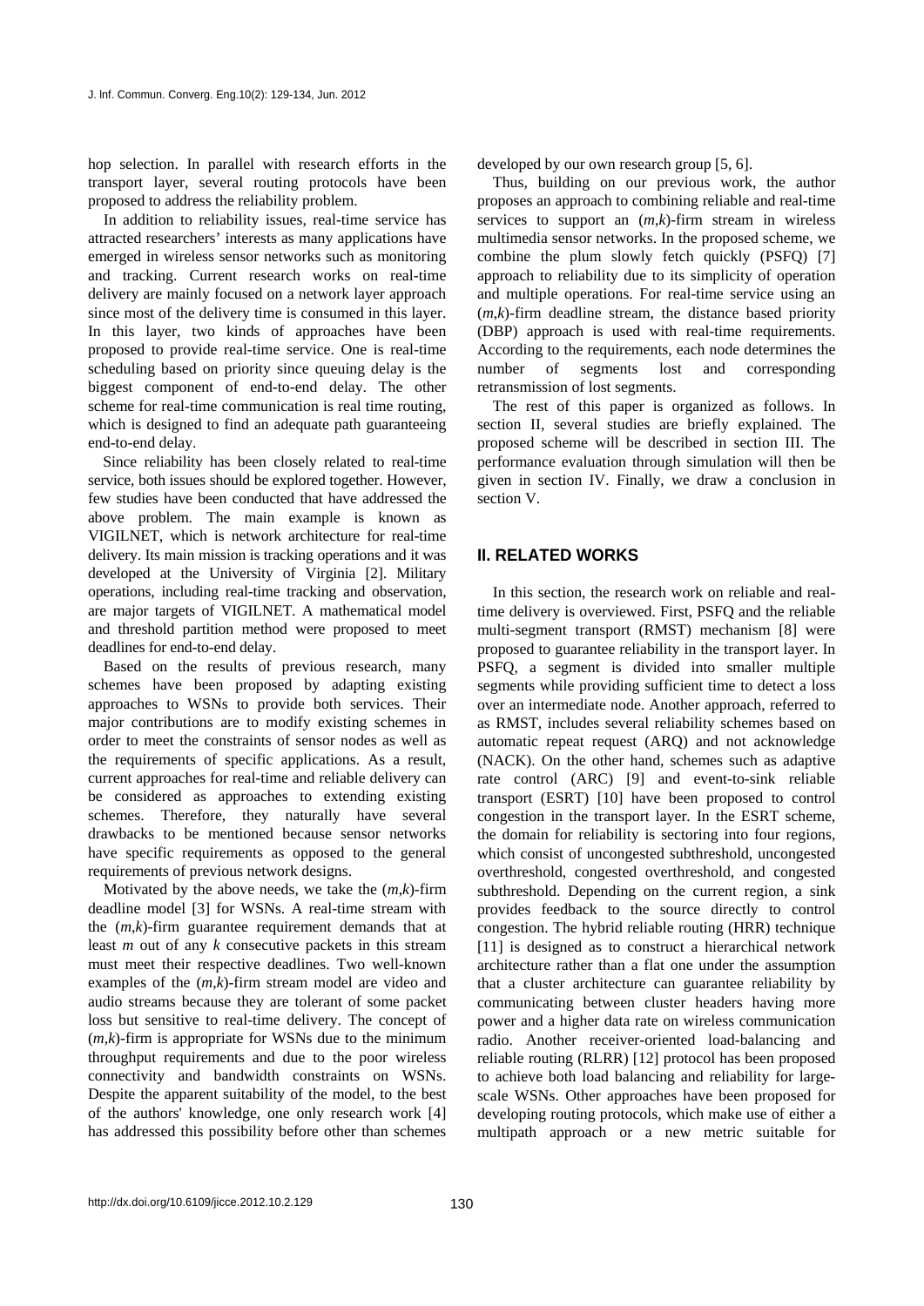hop selection. In parallel with research efforts in the transport layer, several routing protocols have been proposed to address the reliability problem.

In addition to reliability issues, real-time service has attracted researchers' interests as many applications have emerged in wireless sensor networks such as monitoring and tracking. Current research works on real-time delivery are mainly focused on a network layer approach since most of the delivery time is consumed in this layer. In this layer, two kinds of approaches have been proposed to provide real-time service. One is real-time scheduling based on priority since queuing delay is the biggest component of end-to-end delay. The other scheme for real-time communication is real time routing, which is designed to find an adequate path guaranteeing end-to-end delay.

Since reliability has been closely related to real-time service, both issues should be explored together. However, few studies have been conducted that have addressed the above problem. The main example is known as VIGILNET, which is network architecture for real-time delivery. Its main mission is tracking operations and it was developed at the University of Virginia [2]. Military operations, including real-time tracking and observation, are major targets of VIGILNET. A mathematical model and threshold partition method were proposed to meet deadlines for end-to-end delay.

Based on the results of previous research, many schemes have been proposed by adapting existing approaches to WSNs to provide both services. Their major contributions are to modify existing schemes in order to meet the constraints of sensor nodes as well as the requirements of specific applications. As a result, current approaches for real-time and reliable delivery can be considered as approaches to extending existing schemes. Therefore, they naturally have several drawbacks to be mentioned because sensor networks have specific requirements as opposed to the general requirements of previous network designs.

Motivated by the above needs, we take the $(m,k)$-firm deadline model [3] for WSNs. A real-time stream with the $(m,k)$-firm guarantee requirement demands that at least $m$ out of any $k$ consecutive packets in this stream must meet their respective deadlines. Two well-known examples of the $(m,k)$-firm stream model are video and audio streams because they are tolerant of some packet loss but sensitive to real-time delivery. The concept of $(m,k)$-firm is appropriate for WSNs due to the minimum throughput requirements and due to the poor wireless connectivity and bandwidth constraints on WSNs. Despite the apparent suitability of the model, to the best of the authors' knowledge, one only research work [4] has addressed this possibility before other than schemes developed by our own research group [5, 6].

Thus, building on our previous work, the author proposes an approach to combining reliable and real-time services to support an $(m,k)$-firm stream in wireless multimedia sensor networks. In the proposed scheme, we combine the plum slowly fetch quickly (PSFQ) [7] approach to reliability due to its simplicity of operation and multiple operations. For real-time service using an $(m,k)$-firm deadline stream, the distance based priority (DBP) approach is used with real-time requirements. According to the requirements, each node determines the number of segments lost and corresponding retransmission of lost segments.

The rest of this paper is organized as follows. In section II, several studies are briefly explained. The proposed scheme will be described in section III. The performance evaluation through simulation will then be given in section IV. Finally, we draw a conclusion in section V.

## II. RELATED WORKS

In this section, the research work on reliable and real-time delivery is overviewed. First, PSFQ and the reliable multi-segment transport (RMST) mechanism [8] were proposed to guarantee reliability in the transport layer. In PSFQ, a segment is divided into smaller multiple segments while providing sufficient time to detect a loss over an intermediate node. Another approach, referred to as RMST, includes several reliability schemes based on automatic repeat request (ARQ) and not acknowledge (NACK). On the other hand, schemes such as adaptive rate control (ARC) [9] and event-to-sink reliable transport (ESRT) [10] have been proposed to control congestion in the transport layer. In the ESRT scheme, the domain for reliability is sectoring into four regions, which consist of uncongested subthreshold, uncongested overthreshold, congested overthreshold, and congested subthreshold. Depending on the current region, a sink provides feedback to the source directly to control congestion. The hybrid reliable routing (HRR) technique [11] is designed as to construct a hierarchical network architecture rather than a flat one under the assumption that a cluster architecture can guarantee reliability by communicating between cluster headers having more power and a higher data rate on wireless communication radio. Another receiver-oriented load-balancing and reliable routing (RLRR) [12] protocol has been proposed to achieve both load balancing and reliability for large-scale WSNs. Other approaches have been proposed for developing routing protocols, which make use of either a multipath approach or a new metric suitable for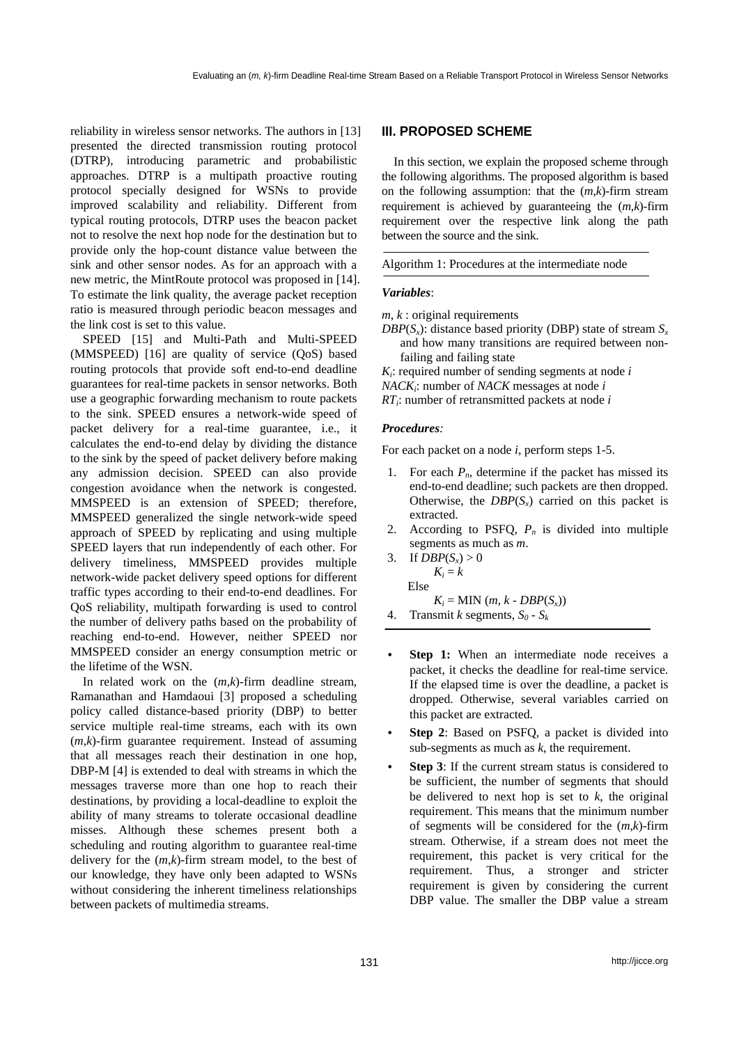reliability in wireless sensor networks. The authors in [13] presented the directed transmission routing protocol (DTRP), introducing parametric and probabilistic approaches. DTRP is a multipath proactive routing protocol specially designed for WSNs to provide improved scalability and reliability. Different from typical routing protocols, DTRP uses the beacon packet not to resolve the next hop node for the destination but to provide only the hop-count distance value between the sink and other sensor nodes. As for an approach with a new metric, the MintRoute protocol was proposed in [14]. To estimate the link quality, the average packet reception ratio is measured through periodic beacon messages and the link cost is set to this value.

SPEED [15] and Multi-Path and Multi-SPEED (MMSPEED) [16] are quality of service (QoS) based routing protocols that provide soft end-to-end deadline guarantees for real-time packets in sensor networks. Both use a geographic forwarding mechanism to route packets to the sink. SPEED ensures a network-wide speed of packet delivery for a real-time guarantee, i.e., it calculates the end-to-end delay by dividing the distance to the sink by the speed of packet delivery before making any admission decision. SPEED can also provide congestion avoidance when the network is congested. MMSPEED is an extension of SPEED; therefore, MMSPEED generalized the single network-wide speed approach of SPEED by replicating and using multiple SPEED layers that run independently of each other. For delivery timeliness, MMSPEED provides multiple network-wide packet delivery speed options for different traffic types according to their end-to-end deadlines. For QoS reliability, multipath forwarding is used to control the number of delivery paths based on the probability of reaching end-to-end. However, neither SPEED nor MMSPEED consider an energy consumption metric or the lifetime of the WSN.

In related work on the $(m,k)$-firm deadline stream, Ramanathan and Hamdaoui [3] proposed a scheduling policy called distance-based priority (DBP) to better service multiple real-time streams, each with its own $(m,k)$-firm guarantee requirement. Instead of assuming that all messages reach their destination in one hop, DBP-M [4] is extended to deal with streams in which the messages traverse more than one hop to reach their destinations, by providing a local-deadline to exploit the ability of many streams to tolerate occasional deadline misses. Although these schemes present both a scheduling and routing algorithm to guarantee real-time delivery for the $(m,k)$-firm stream model, to the best of our knowledge, they have only been adapted to WSNs without considering the inherent timeliness relationships between packets of multimedia streams.

## III. PROPOSED SCHEME

In this section, we explain the proposed scheme through the following algorithms. The proposed algorithm is based on the following assumption: that the $(m,k)$-firm stream requirement is achieved by guaranteeing the $(m,k)$-firm requirement over the respective link along the path between the source and the sink.

Algorithm 1: Procedures at the intermediate node

***Variables***:

$m$, $k$ : original requirements
$DBP(S_x)$: distance based priority (DBP) state of stream $S_x$ and how many transitions are required between non-failing and failing state
$K_i$: required number of sending segments at node $i$
$NACK_i$: number of *NACK* messages at node $i$
$RT_i$: number of retransmitted packets at node $i$

***Procedures:***

For each packet on a node $i$, perform steps 1-5.

1. For each $P_n$, determine if the packet has missed its end-to-end deadline; such packets are then dropped. Otherwise, the $DBP(S_x)$ carried on this packet is extracted.
2. According to PSFQ, $P_n$ is divided into multiple segments as much as $m$.
3. If $DBP(S_x) > 0$
   $K_i = k$
   Else
   $K_i = \text{MIN}(m, k - DBP(S_x))$
4. Transmit $k$ segments, $S_0$ - $S_k$

- **Step 1:** When an intermediate node receives a packet, it checks the deadline for real-time service. If the elapsed time is over the deadline, a packet is dropped. Otherwise, several variables carried on this packet are extracted.
- **Step 2**: Based on PSFQ, a packet is divided into sub-segments as much as $k$, the requirement.
- **Step 3**: If the current stream status is considered to be sufficient, the number of segments that should be delivered to next hop is set to $k$, the original requirement. This means that the minimum number of segments will be considered for the $(m,k)$-firm stream. Otherwise, if a stream does not meet the requirement, this packet is very critical for the requirement. Thus, a stronger and stricter requirement is given by considering the current DBP value. The smaller the DBP value a stream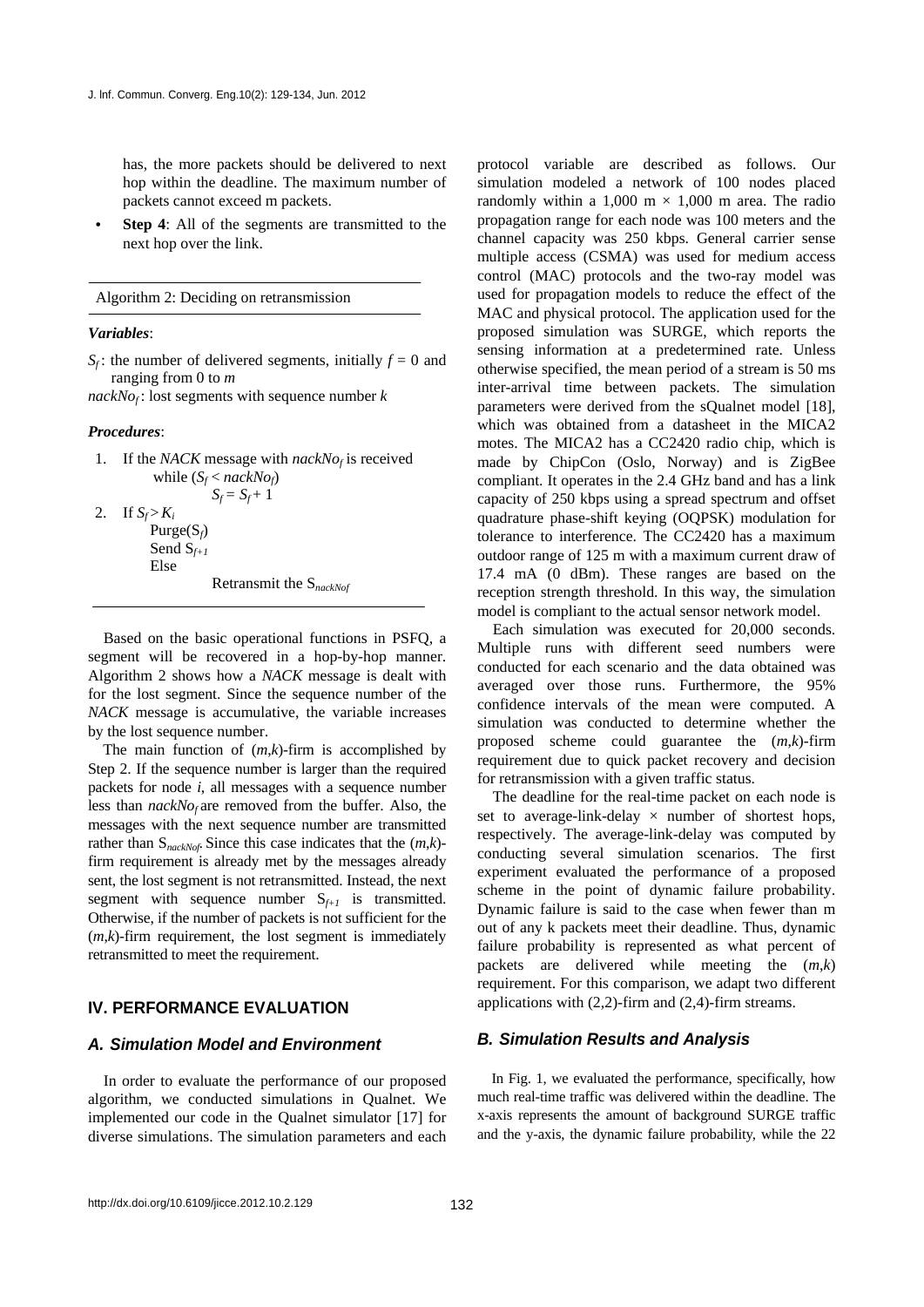has, the more packets should be delivered to next hop within the deadline. The maximum number of packets cannot exceed m packets.

- **Step 4**: All of the segments are transmitted to the next hop over the link.

---

Algorithm 2: Deciding on retransmission

---

***Variables***:

$S_f$: the number of delivered segments, initially $f = 0$ and ranging from 0 to $m$

$nackNo_f$: lost segments with sequence number $k$

***Procedures***:

1. If the *NACK* message with $nackNo_f$ is received
   while ($S_f < nackNo_f$)
   $S_f = S_f + 1$
2. If $S_f > K_i$
   Purge($S_f$)
   Send $S_{f+1}$
   Else
   Retransmit the $S_{nackNof}$

---

Based on the basic operational functions in PSFQ, a segment will be recovered in a hop-by-hop manner. Algorithm 2 shows how a *NACK* message is dealt with for the lost segment. Since the sequence number of the *NACK* message is accumulative, the variable increases by the lost sequence number.

The main function of ($m$,$k$)-firm is accomplished by Step 2. If the sequence number is larger than the required packets for node $i$, all messages with a sequence number less than $nackNo_f$ are removed from the buffer. Also, the messages with the next sequence number are transmitted rather than $S_{nackNof}$. Since this case indicates that the ($m$,$k$)-firm requirement is already met by the messages already sent, the lost segment is not retransmitted. Instead, the next segment with sequence number $S_{f+1}$ is transmitted. Otherwise, if the number of packets is not sufficient for the ($m$,$k$)-firm requirement, the lost segment is immediately retransmitted to meet the requirement.

## IV. PERFORMANCE EVALUATION

### *A. Simulation Model and Environment*

In order to evaluate the performance of our proposed algorithm, we conducted simulations in Qualnet. We implemented our code in the Qualnet simulator [17] for diverse simulations. The simulation parameters and each protocol variable are described as follows. Our simulation modeled a network of 100 nodes placed randomly within a 1,000 m × 1,000 m area. The radio propagation range for each node was 100 meters and the channel capacity was 250 kbps. General carrier sense multiple access (CSMA) was used for medium access control (MAC) protocols and the two-ray model was used for propagation models to reduce the effect of the MAC and physical protocol. The application used for the proposed simulation was SURGE, which reports the sensing information at a predetermined rate. Unless otherwise specified, the mean period of a stream is 50 ms inter-arrival time between packets. The simulation parameters were derived from the sQualnet model [18], which was obtained from a datasheet in the MICA2 motes. The MICA2 has a CC2420 radio chip, which is made by ChipCon (Oslo, Norway) and is ZigBee compliant. It operates in the 2.4 GHz band and has a link capacity of 250 kbps using a spread spectrum and offset quadrature phase-shift keying (OQPSK) modulation for tolerance to interference. The CC2420 has a maximum outdoor range of 125 m with a maximum current draw of 17.4 mA (0 dBm). These ranges are based on the reception strength threshold. In this way, the simulation model is compliant to the actual sensor network model.

Each simulation was executed for 20,000 seconds. Multiple runs with different seed numbers were conducted for each scenario and the data obtained was averaged over those runs. Furthermore, the 95% confidence intervals of the mean were computed. A simulation was conducted to determine whether the proposed scheme could guarantee the ($m$,$k$)-firm requirement due to quick packet recovery and decision for retransmission with a given traffic status.

The deadline for the real-time packet on each node is set to average-link-delay × number of shortest hops, respectively. The average-link-delay was computed by conducting several simulation scenarios. The first experiment evaluated the performance of a proposed scheme in the point of dynamic failure probability. Dynamic failure is said to the case when fewer than m out of any k packets meet their deadline. Thus, dynamic failure probability is represented as what percent of packets are delivered while meeting the ($m$,$k$) requirement. For this comparison, we adapt two different applications with (2,2)-firm and (2,4)-firm streams.

### *B. Simulation Results and Analysis*

In Fig. 1, we evaluated the performance, specifically, how much real-time traffic was delivered within the deadline. The x-axis represents the amount of background SURGE traffic and the y-axis, the dynamic failure probability, while the 22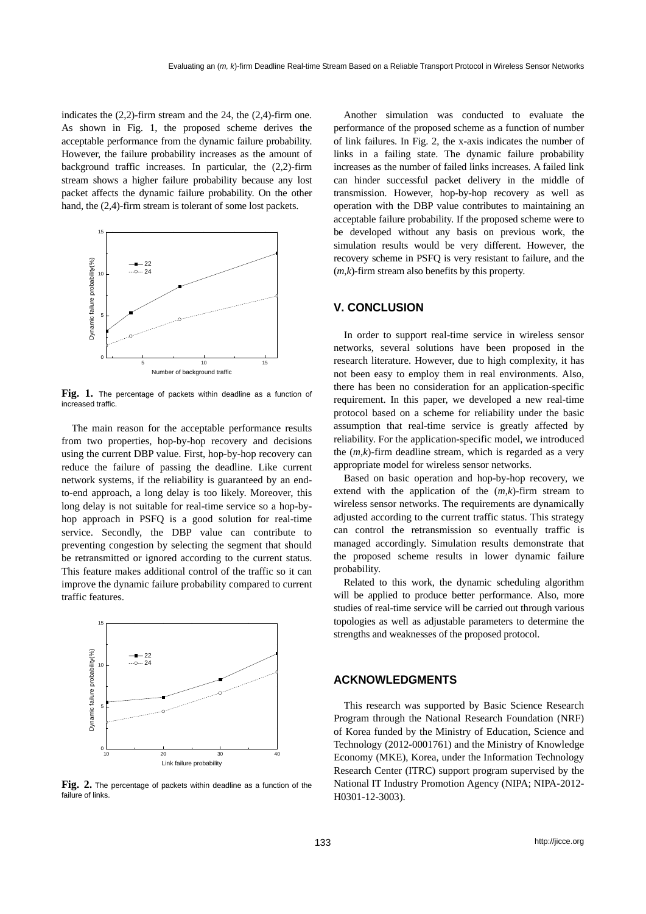indicates the (2,2)-firm stream and the 24, the (2,4)-firm one. As shown in Fig. 1, the proposed scheme derives the acceptable performance from the dynamic failure probability. However, the failure probability increases as the amount of background traffic increases. In particular, the (2,2)-firm stream shows a higher failure probability because any lost packet affects the dynamic failure probability. On the other hand, the (2,4)-firm stream is tolerant of some lost packets.

**Fig. 1.** The percentage of packets within deadline as a function of increased traffic.

The main reason for the acceptable performance results from two properties, hop-by-hop recovery and decisions using the current DBP value. First, hop-by-hop recovery can reduce the failure of passing the deadline. Like current network systems, if the reliability is guaranteed by an end-to-end approach, a long delay is too likely. Moreover, this long delay is not suitable for real-time service so a hop-by-hop approach in PSFQ is a good solution for real-time service. Secondly, the DBP value can contribute to preventing congestion by selecting the segment that should be retransmitted or ignored according to the current status. This feature makes additional control of the traffic so it can improve the dynamic failure probability compared to current traffic features.

**Fig. 2.** The percentage of packets within deadline as a function of the failure of links.

Another simulation was conducted to evaluate the performance of the proposed scheme as a function of number of link failures. In Fig. 2, the x-axis indicates the number of links in a failing state. The dynamic failure probability increases as the number of failed links increases. A failed link can hinder successful packet delivery in the middle of transmission. However, hop-by-hop recovery as well as operation with the DBP value contributes to maintaining an acceptable failure probability. If the proposed scheme were to be developed without any basis on previous work, the simulation results would be very different. However, the recovery scheme in PSFQ is very resistant to failure, and the (*m*,*k*)-firm stream also benefits by this property.

## V. CONCLUSION

In order to support real-time service in wireless sensor networks, several solutions have been proposed in the research literature. However, due to high complexity, it has not been easy to employ them in real environments. Also, there has been no consideration for an application-specific requirement. In this paper, we developed a new real-time protocol based on a scheme for reliability under the basic assumption that real-time service is greatly affected by reliability. For the application-specific model, we introduced the (*m*,*k*)-firm deadline stream, which is regarded as a very appropriate model for wireless sensor networks.

Based on basic operation and hop-by-hop recovery, we extend with the application of the (*m*,*k*)-firm stream to wireless sensor networks. The requirements are dynamically adjusted according to the current traffic status. This strategy can control the retransmission so eventually traffic is managed accordingly. Simulation results demonstrate that the proposed scheme results in lower dynamic failure probability.

Related to this work, the dynamic scheduling algorithm will be applied to produce better performance. Also, more studies of real-time service will be carried out through various topologies as well as adjustable parameters to determine the strengths and weaknesses of the proposed protocol.

## ACKNOWLEDGMENTS

This research was supported by Basic Science Research Program through the National Research Foundation (NRF) of Korea funded by the Ministry of Education, Science and Technology (2012-0001761) and the Ministry of Knowledge Economy (MKE), Korea, under the Information Technology Research Center (ITRC) support program supervised by the National IT Industry Promotion Agency (NIPA; NIPA-2012-H0301-12-3003).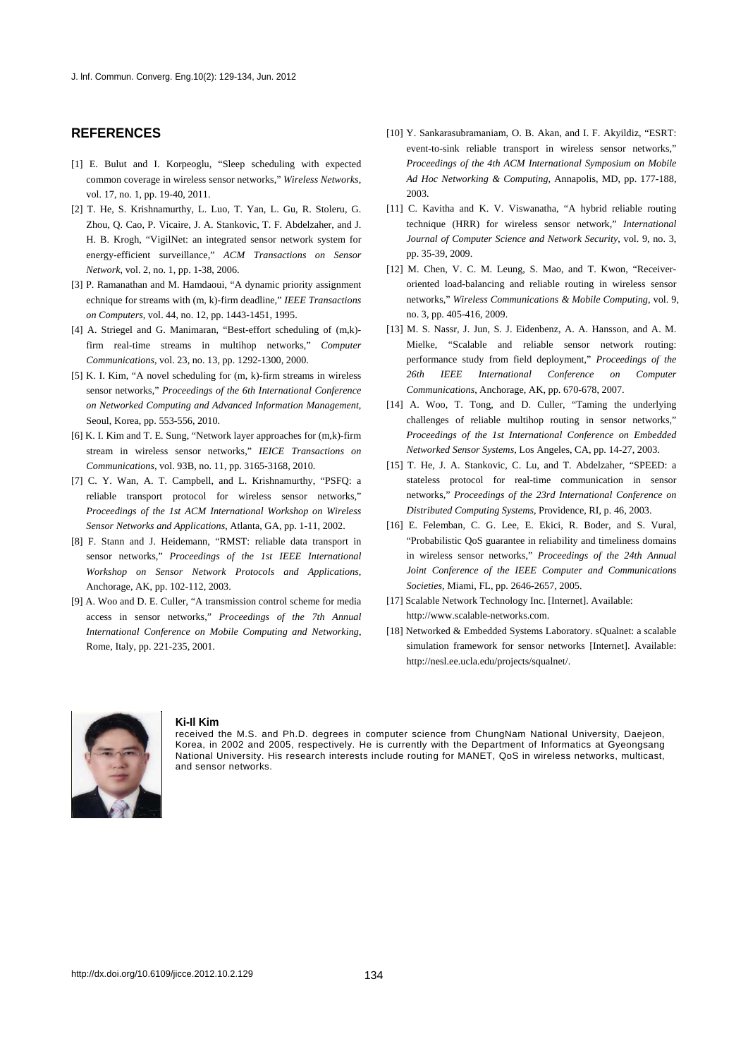## REFERENCES

[1] E. Bulut and I. Korpeoglu, "Sleep scheduling with expected common coverage in wireless sensor networks," *Wireless Networks*, vol. 17, no. 1, pp. 19-40, 2011.

[2] T. He, S. Krishnamurthy, L. Luo, T. Yan, L. Gu, R. Stoleru, G. Zhou, Q. Cao, P. Vicaire, J. A. Stankovic, T. F. Abdelzaher, and J. H. B. Krogh, "VigilNet: an integrated sensor network system for energy-efficient surveillance," *ACM Transactions on Sensor Network*, vol. 2, no. 1, pp. 1-38, 2006.

[3] P. Ramanathan and M. Hamdaoui, "A dynamic priority assignment echnique for streams with (m, k)-firm deadline," *IEEE Transactions on Computers*, vol. 44, no. 12, pp. 1443-1451, 1995.

[4] A. Striegel and G. Manimaran, "Best-effort scheduling of (m,k)-firm real-time streams in multihop networks," *Computer Communications*, vol. 23, no. 13, pp. 1292-1300, 2000.

[5] K. I. Kim, "A novel scheduling for (m, k)-firm streams in wireless sensor networks," *Proceedings of the 6th International Conference on Networked Computing and Advanced Information Management*, Seoul, Korea, pp. 553-556, 2010.

[6] K. I. Kim and T. E. Sung, "Network layer approaches for (m,k)-firm stream in wireless sensor networks," *IEICE Transactions on Communications*, vol. 93B, no. 11, pp. 3165-3168, 2010.

[7] C. Y. Wan, A. T. Campbell, and L. Krishnamurthy, "PSFQ: a reliable transport protocol for wireless sensor networks," *Proceedings of the 1st ACM International Workshop on Wireless Sensor Networks and Applications*, Atlanta, GA, pp. 1-11, 2002.

[8] F. Stann and J. Heidemann, "RMST: reliable data transport in sensor networks," *Proceedings of the 1st IEEE International Workshop on Sensor Network Protocols and Applications*, Anchorage, AK, pp. 102-112, 2003.

[9] A. Woo and D. E. Culler, "A transmission control scheme for media access in sensor networks," *Proceedings of the 7th Annual International Conference on Mobile Computing and Networking*, Rome, Italy, pp. 221-235, 2001.

[10] Y. Sankarasubramaniam, O. B. Akan, and I. F. Akyildiz, "ESRT: event-to-sink reliable transport in wireless sensor networks," *Proceedings of the 4th ACM International Symposium on Mobile Ad Hoc Networking & Computing*, Annapolis, MD, pp. 177-188, 2003.

[11] C. Kavitha and K. V. Viswanatha, "A hybrid reliable routing technique (HRR) for wireless sensor network," *International Journal of Computer Science and Network Security*, vol. 9, no. 3, pp. 35-39, 2009.

[12] M. Chen, V. C. M. Leung, S. Mao, and T. Kwon, "Receiver-oriented load-balancing and reliable routing in wireless sensor networks," *Wireless Communications & Mobile Computing*, vol. 9, no. 3, pp. 405-416, 2009.

[13] M. S. Nassr, J. Jun, S. J. Eidenbenz, A. A. Hansson, and A. M. Mielke, "Scalable and reliable sensor network routing: performance study from field deployment," *Proceedings of the 26th IEEE International Conference on Computer Communications*, Anchorage, AK, pp. 670-678, 2007.

[14] A. Woo, T. Tong, and D. Culler, "Taming the underlying challenges of reliable multihop routing in sensor networks," *Proceedings of the 1st International Conference on Embedded Networked Sensor Systems*, Los Angeles, CA, pp. 14-27, 2003.

[15] T. He, J. A. Stankovic, C. Lu, and T. Abdelzaher, "SPEED: a stateless protocol for real-time communication in sensor networks," *Proceedings of the 23rd International Conference on Distributed Computing Systems*, Providence, RI, p. 46, 2003.

[16] E. Felemban, C. G. Lee, E. Ekici, R. Boder, and S. Vural, "Probabilistic QoS guarantee in reliability and timeliness domains in wireless sensor networks," *Proceedings of the 24th Annual Joint Conference of the IEEE Computer and Communications Societies*, Miami, FL, pp. 2646-2657, 2005.

[17] Scalable Network Technology Inc. [Internet]. Available: http://www.scalable-networks.com.

[18] Networked & Embedded Systems Laboratory. sQualnet: a scalable simulation framework for sensor networks [Internet]. Available: http://nesl.ee.ucla.edu/projects/squalnet/.

**Ki-Il Kim**
received the M.S. and Ph.D. degrees in computer science from ChungNam National University, Daejeon, Korea, in 2002 and 2005, respectively. He is currently with the Department of Informatics at Gyeongsang National University. His research interests include routing for MANET, QoS in wireless networks, multicast, and sensor networks.